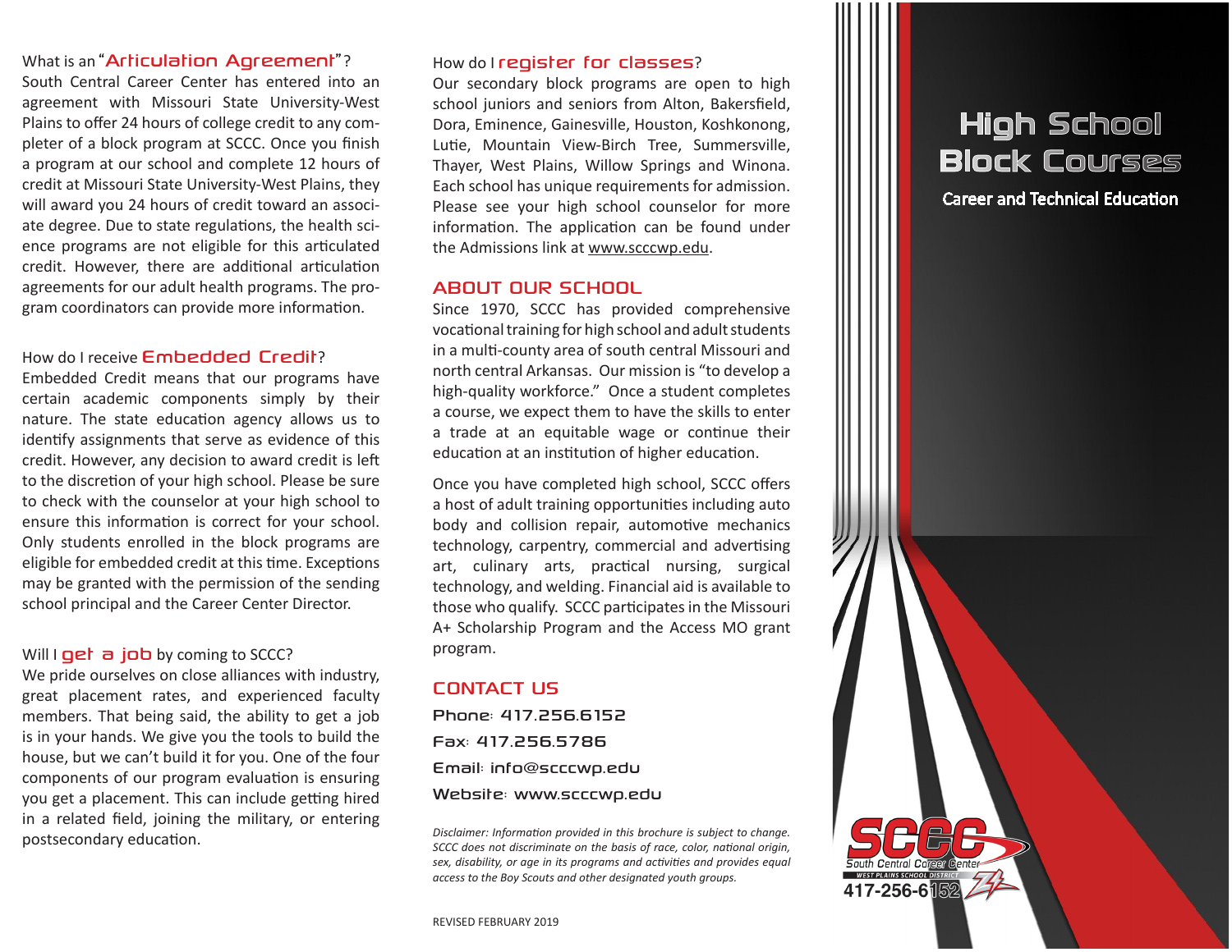## What is an "Articulation Agreement"?

South Central Career Center has entered into an agreement with Missouri State University-West Plains to offer 24 hours of college credit to any completer of a block program at SCCC. Once you finish a program at our school and complete 12 hours of credit at Missouri State University-West Plains, they will award you 24 hours of credit toward an associate degree. Due to state regulations, the health science programs are not eligible for this articulated credit. However, there are additional articulation agreements for our adult health programs. The program coordinators can provide more information.

## How do I receive Embedded Credit?

Embedded Credit means that our programs have certain academic components simply by their nature. The state education agency allows us to identify assignments that serve as evidence of this credit. However, any decision to award credit is left to the discretion of your high school. Please be sure to check with the counselor at your high school to ensure this information is correct for your school. Only students enrolled in the block programs are eligible for embedded credit at this time. Exceptions may be granted with the permission of the sending school principal and the Career Center Director.

## Will I get a job by coming to SCCC?

We pride ourselves on close alliances with industry, great placement rates, and experienced faculty members. That being said, the ability to get a job is in your hands. We give you the tools to build the house, but we can't build it for you. One of the four components of our program evaluation is ensuring you get a placement. This can include getting hired in a related field, joining the military, or entering postsecondary education.

## How do I register for classes?

Our secondary block programs are open to high school juniors and seniors from Alton, Bakersfield, Dora, Eminence, Gainesville, Houston, Koshkonong, Lutie, Mountain View-Birch Tree, Summersville, Thayer, West Plains, Willow Springs and Winona. Each school has unique requirements for admission. Please see your high school counselor for more information. The application can be found under the Admissions link at www.scccwp.edu.

## ABOUT OUR SCHOOL

Since 1970, SCCC has provided comprehensive vocational training for high school and adult students in a multi-county area of south central Missouri and north central Arkansas. Our mission is "to develop a high-quality workforce." Once a student completes a course, we expect them to have the skills to enter a trade at an equitable wage or continue their education at an institution of higher education.

Once you have completed high school, SCCC offers a host of adult training opportunities including auto body and collision repair, automotive mechanics technology, carpentry, commercial and advertising art, culinary arts, practical nursing, surgical technology, and welding. Financial aid is available to those who qualify. SCCC participates in the Missouri A+ Scholarship Program and the Access MO grant program.

## CONTACT US

Phone: 417.256.6152

Fax: 417.256.5786

Email: info@scccwp.edu

Website: www.scccwp.edu

*Disclaimer: Information provided in this brochure is subject to change. SCCC does not discriminate on the basis of race, color, national origin, sex, disability, or age in its programs and activities and provides equal access to the Boy Scouts and other designated youth groups.*

REVISED FEBRUARY 2019

# High School Block Courses

## Career and Technical Education

SCCC
South Central Career Center
WEST PLAINS SCHOOL DISTRICT
417-256-6152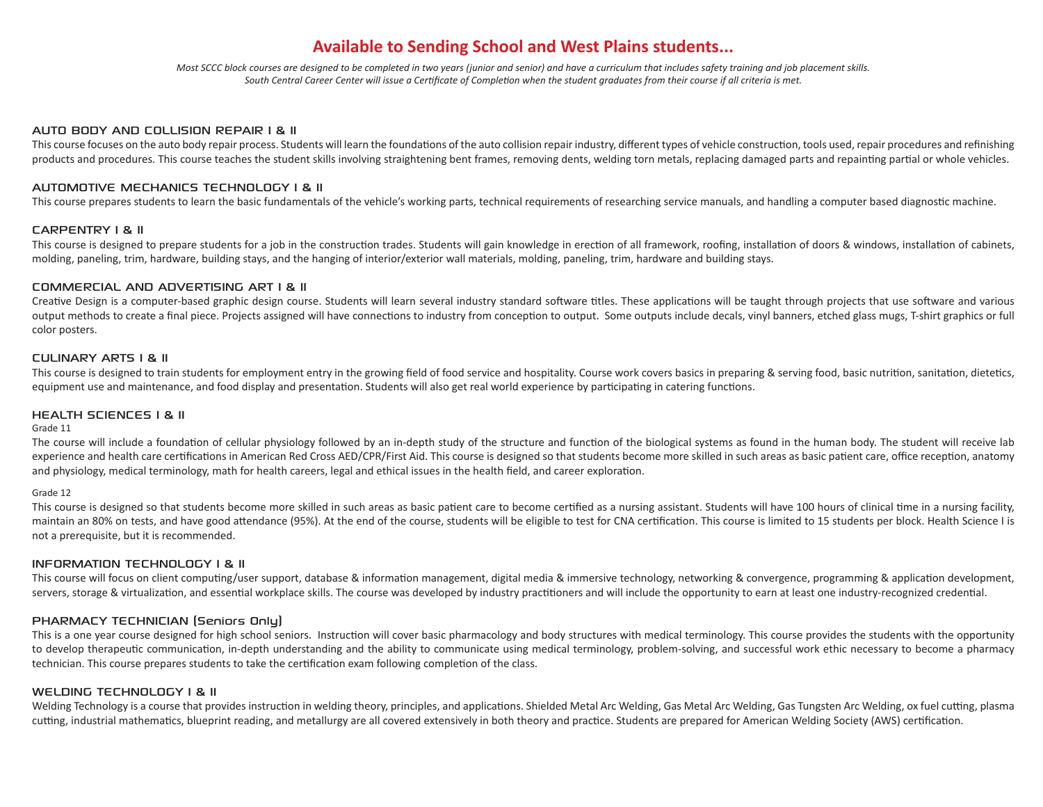# Available to Sending School and West Plains students...

*Most SCCC block courses are designed to be completed in two years (junior and senior) and have a curriculum that includes safety training and job placement skills. South Central Career Center will issue a Certificate of Completion when the student graduates from their course if all criteria is met.*

## AUTO BODY AND COLLISION REPAIR I & II

This course focuses on the auto body repair process. Students will learn the foundations of the auto collision repair industry, different types of vehicle construction, tools used, repair procedures and refinishing products and procedures. This course teaches the student skills involving straightening bent frames, removing dents, welding torn metals, replacing damaged parts and repainting partial or whole vehicles.

## AUTOMOTIVE MECHANICS TECHNOLOGY I & II

This course prepares students to learn the basic fundamentals of the vehicle's working parts, technical requirements of researching service manuals, and handling a computer based diagnostic machine.

## CARPENTRY I & II

This course is designed to prepare students for a job in the construction trades. Students will gain knowledge in erection of all framework, roofing, installation of doors & windows, installation of cabinets, molding, paneling, trim, hardware, building stays, and the hanging of interior/exterior wall materials, molding, paneling, trim, hardware and building stays.

## COMMERCIAL AND ADVERTISING ART I & II

Creative Design is a computer-based graphic design course. Students will learn several industry standard software titles. These applications will be taught through projects that use software and various output methods to create a final piece. Projects assigned will have connections to industry from conception to output. Some outputs include decals, vinyl banners, etched glass mugs, T-shirt graphics or full color posters.

## CULINARY ARTS I & II

This course is designed to train students for employment entry in the growing field of food service and hospitality. Course work covers basics in preparing & serving food, basic nutrition, sanitation, dietetics, equipment use and maintenance, and food display and presentation. Students will also get real world experience by participating in catering functions.

## HEALTH SCIENCES I & II

Grade 11

The course will include a foundation of cellular physiology followed by an in-depth study of the structure and function of the biological systems as found in the human body. The student will receive lab experience and health care certifications in American Red Cross AED/CPR/First Aid. This course is designed so that students become more skilled in such areas as basic patient care, office reception, anatomy and physiology, medical terminology, math for health careers, legal and ethical issues in the health field, and career exploration.

Grade 12

This course is designed so that students become more skilled in such areas as basic patient care to become certified as a nursing assistant. Students will have 100 hours of clinical time in a nursing facility, maintain an 80% on tests, and have good attendance (95%). At the end of the course, students will be eligible to test for CNA certification. This course is limited to 15 students per block. Health Science I is not a prerequisite, but it is recommended.

## INFORMATION TECHNOLOGY I & II

This course will focus on client computing/user support, database & information management, digital media & immersive technology, networking & convergence, programming & application development, servers, storage & virtualization, and essential workplace skills. The course was developed by industry practitioners and will include the opportunity to earn at least one industry-recognized credential.

## PHARMACY TECHNICIAN (Seniors Only)

This is a one year course designed for high school seniors. Instruction will cover basic pharmacology and body structures with medical terminology. This course provides the students with the opportunity to develop therapeutic communication, in-depth understanding and the ability to communicate using medical terminology, problem-solving, and successful work ethic necessary to become a pharmacy technician. This course prepares students to take the certification exam following completion of the class.

## WELDING TECHNOLOGY I & II

Welding Technology is a course that provides instruction in welding theory, principles, and applications. Shielded Metal Arc Welding, Gas Metal Arc Welding, Gas Tungsten Arc Welding, ox fuel cutting, plasma cutting, industrial mathematics, blueprint reading, and metallurgy are all covered extensively in both theory and practice. Students are prepared for American Welding Society (AWS) certification.